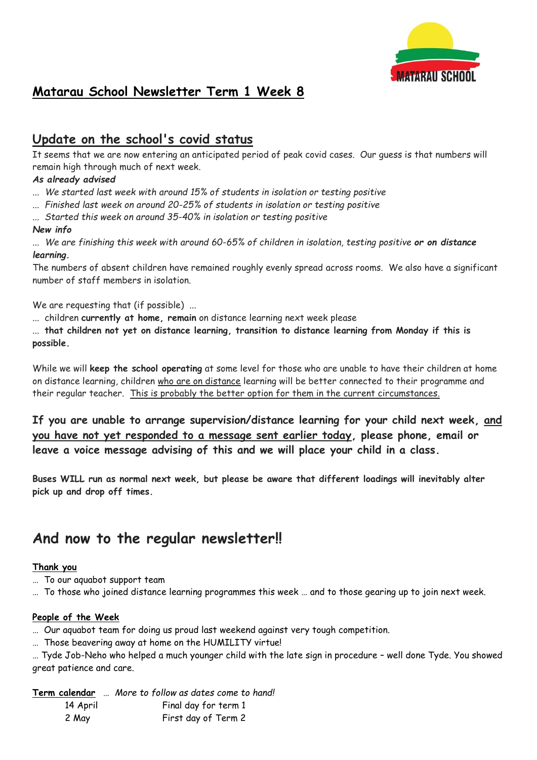MATARAU SCHOOL

# Matarau School Newsletter Term 1 Week 8

## Update on the school's covid status

It seems that we are now entering an anticipated period of peak covid cases. Our guess is that numbers will remain high through much of next week.

***As already advised***

*... We started last week with around 15% of students in isolation or testing positive*

*... Finished last week on around 20-25% of students in isolation or testing positive*

*... Started this week on around 35-40% in isolation or testing positive*

***New info***

*... We are finishing this week with around 60-65% of children in isolation, testing positive **or on distance learning**.*

The numbers of absent children have remained roughly evenly spread across rooms. We also have a significant number of staff members in isolation.

We are requesting that (if possible) ...

... children **currently at home, remain** on distance learning next week please

... **that children not yet on distance learning, transition to distance learning from Monday if this is possible.**

While we will **keep the school operating** at some level for those who are unable to have their children at home on distance learning, children who are on distance learning will be better connected to their programme and their regular teacher. This is probably the better option for them in the current circumstances.

**If you are unable to arrange supervision/distance learning for your child next week, and you have not yet responded to a message sent earlier today, please phone, email or leave a voice message advising of this and we will place your child in a class.**

**Buses WILL run as normal next week, but please be aware that different loadings will inevitably alter pick up and drop off times.**

## And now to the regular newsletter!!

**Thank you**

... To our aquabot support team

... To those who joined distance learning programmes this week ... and to those gearing up to join next week.

**People of the Week**

... Our aquabot team for doing us proud last weekend against very tough competition.

... Those beavering away at home on the HUMILITY virtue!

... Tyde Job-Neho who helped a much younger child with the late sign in procedure – well done Tyde. You showed great patience and care.

**Term calendar** ... *More to follow as dates come to hand!*

| | |
|---|---|
| 14 April | Final day for term 1 |
| 2 May | First day of Term 2 |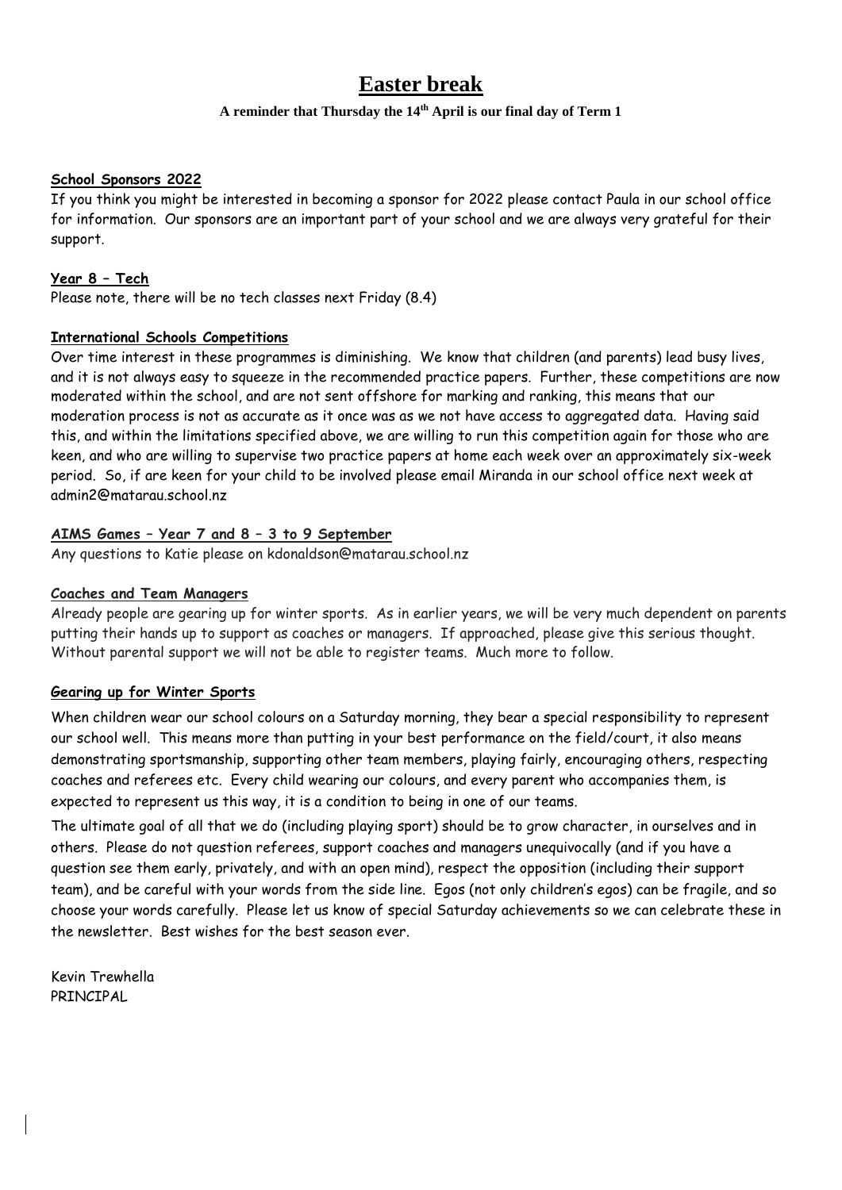# Easter break

**A reminder that Thursday the 14th April is our final day of Term 1**

**School Sponsors 2022**

If you think you might be interested in becoming a sponsor for 2022 please contact Paula in our school office for information. Our sponsors are an important part of your school and we are always very grateful for their support.

**Year 8 – Tech**

Please note, there will be no tech classes next Friday (8.4)

**International Schools Competitions**

Over time interest in these programmes is diminishing. We know that children (and parents) lead busy lives, and it is not always easy to squeeze in the recommended practice papers. Further, these competitions are now moderated within the school, and are not sent offshore for marking and ranking, this means that our moderation process is not as accurate as it once was as we not have access to aggregated data. Having said this, and within the limitations specified above, we are willing to run this competition again for those who are keen, and who are willing to supervise two practice papers at home each week over an approximately six-week period. So, if are keen for your child to be involved please email Miranda in our school office next week at admin2@matarau.school.nz

**AIMS Games – Year 7 and 8 – 3 to 9 September**

Any questions to Katie please on kdonaldson@matarau.school.nz

**Coaches and Team Managers**

Already people are gearing up for winter sports. As in earlier years, we will be very much dependent on parents putting their hands up to support as coaches or managers. If approached, please give this serious thought. Without parental support we will not be able to register teams. Much more to follow.

**Gearing up for Winter Sports**

When children wear our school colours on a Saturday morning, they bear a special responsibility to represent our school well. This means more than putting in your best performance on the field/court, it also means demonstrating sportsmanship, supporting other team members, playing fairly, encouraging others, respecting coaches and referees etc. Every child wearing our colours, and every parent who accompanies them, is expected to represent us this way, it is a condition to being in one of our teams.

The ultimate goal of all that we do (including playing sport) should be to grow character, in ourselves and in others. Please do not question referees, support coaches and managers unequivocally (and if you have a question see them early, privately, and with an open mind), respect the opposition (including their support team), and be careful with your words from the side line. Egos (not only children's egos) can be fragile, and so choose your words carefully. Please let us know of special Saturday achievements so we can celebrate these in the newsletter. Best wishes for the best season ever.

Kevin Trewhella
PRINCIPAL